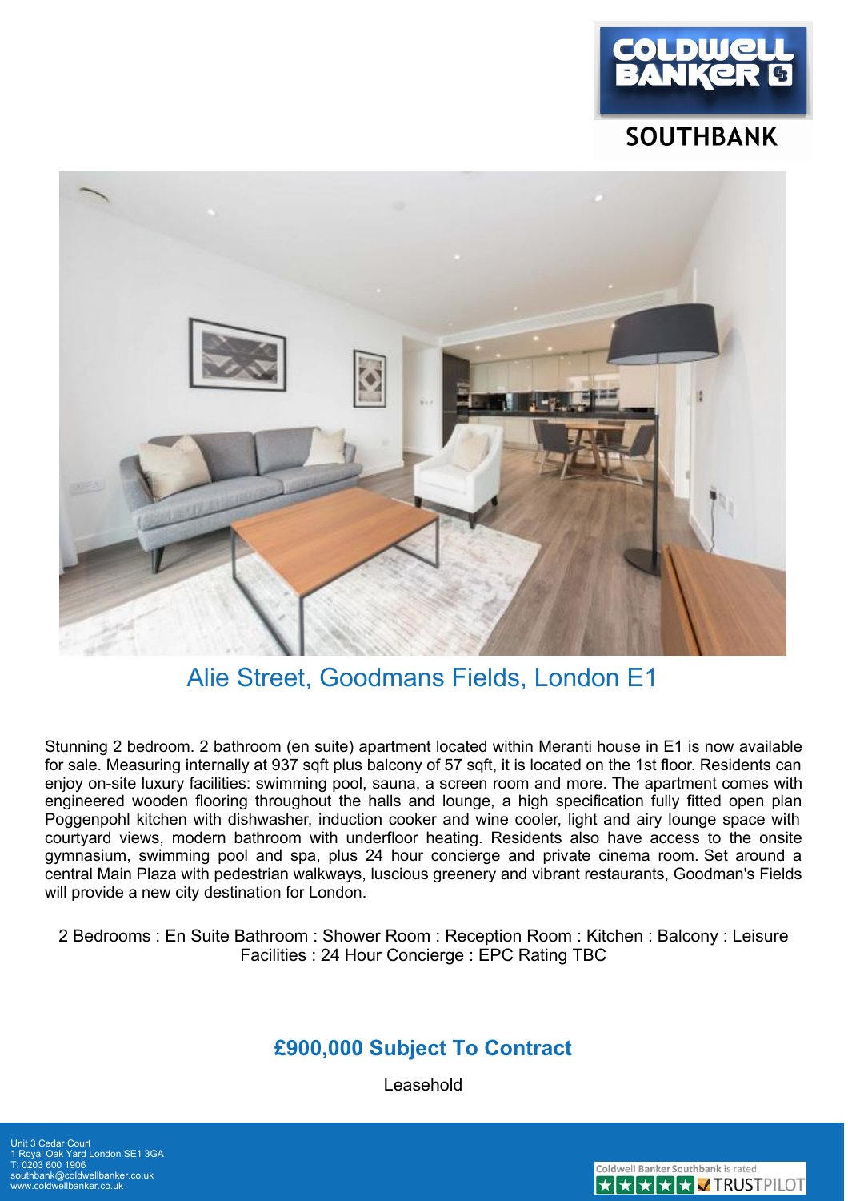COLDWELL BANKER

SOUTHBANK

# Alie Street, Goodmans Fields, London E1

Stunning 2 bedroom. 2 bathroom (en suite) apartment located within Meranti house in E1 is now available for sale. Measuring internally at 937 sqft plus balcony of 57 sqft, it is located on the 1st floor. Residents can enjoy on-site luxury facilities: swimming pool, sauna, a screen room and more. The apartment comes with engineered wooden flooring throughout the halls and lounge, a high specification fully fitted open plan Poggenpohl kitchen with dishwasher, induction cooker and wine cooler, light and airy lounge space with courtyard views, modern bathroom with underfloor heating. Residents also have access to the onsite gymnasium, swimming pool and spa, plus 24 hour concierge and private cinema room. Set around a central Main Plaza with pedestrian walkways, luscious greenery and vibrant restaurants, Goodman's Fields will provide a new city destination for London.

2 Bedrooms : En Suite Bathroom : Shower Room : Reception Room : Kitchen : Balcony : Leisure Facilities : 24 Hour Concierge : EPC Rating TBC

## £900,000 Subject To Contract

Leasehold

Unit 3 Cedar Court
1 Royal Oak Yard London SE1 3GA
T: 0203 600 1906
southbank@coldwellbanker.co.uk
www.coldwellbanker.co.uk

Coldwell Banker Southbank is rated ★★★★★ TRUSTPILOT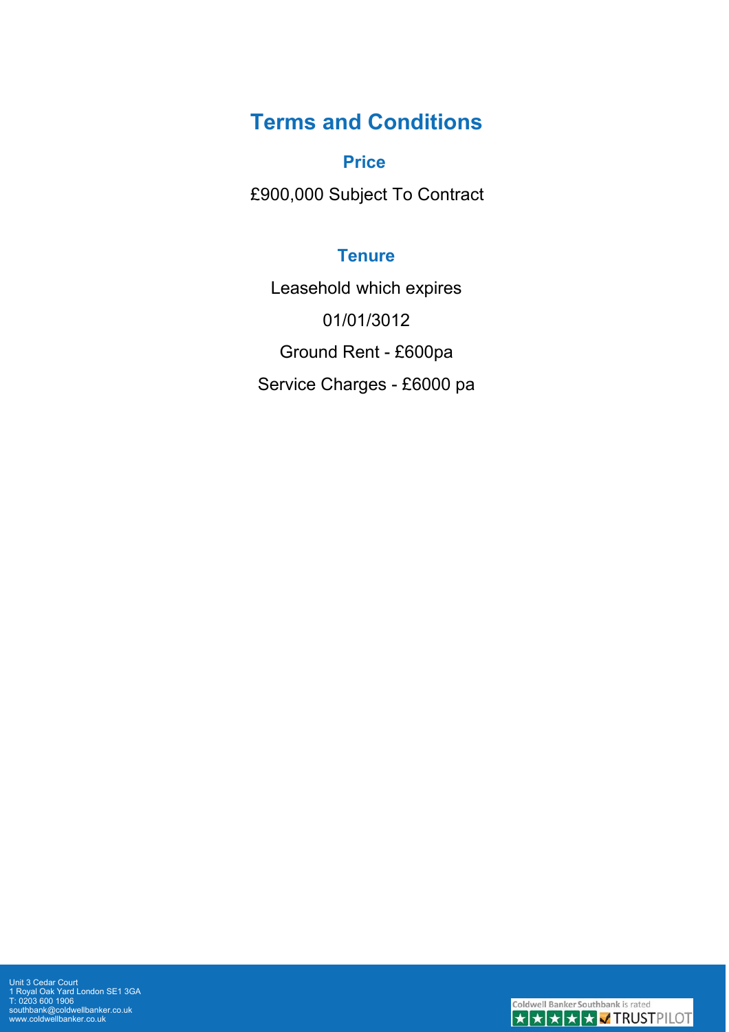# Terms and Conditions

## Price

£900,000 Subject To Contract

## Tenure

Leasehold which expires

01/01/3012

Ground Rent - £600pa

Service Charges - £6000 pa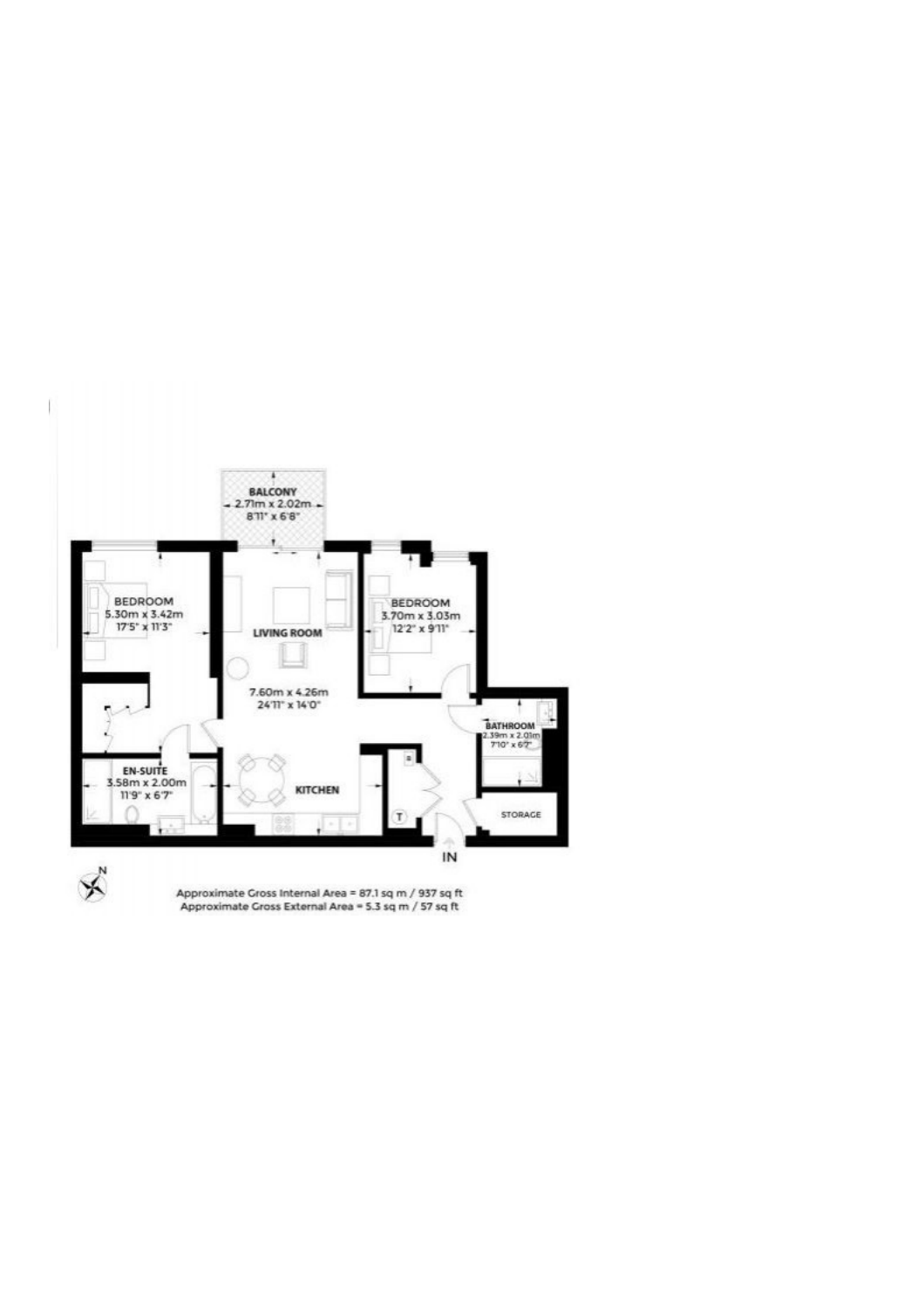BALCONY
2.71m x 2.02m
8'11" x 6'8"

BEDROOM
5.30m x 3.42m
17'5" x 11'3"

LIVING ROOM

7.60m x 4.26m
24'11" x 14'0"

BEDROOM
3.70m x 3.03m
12'2" x 9'11"

BATHROOM
2.39m x 2.01m
7'10" x 6'7"

EN-SUITE
3.58m x 2.00m
11'9" x 6'7"

KITCHEN

STORAGE

IN

N

Approximate Gross Internal Area = 87.1 sq m / 937 sq ft
Approximate Gross External Area = 5.3 sq m / 57 sq ft